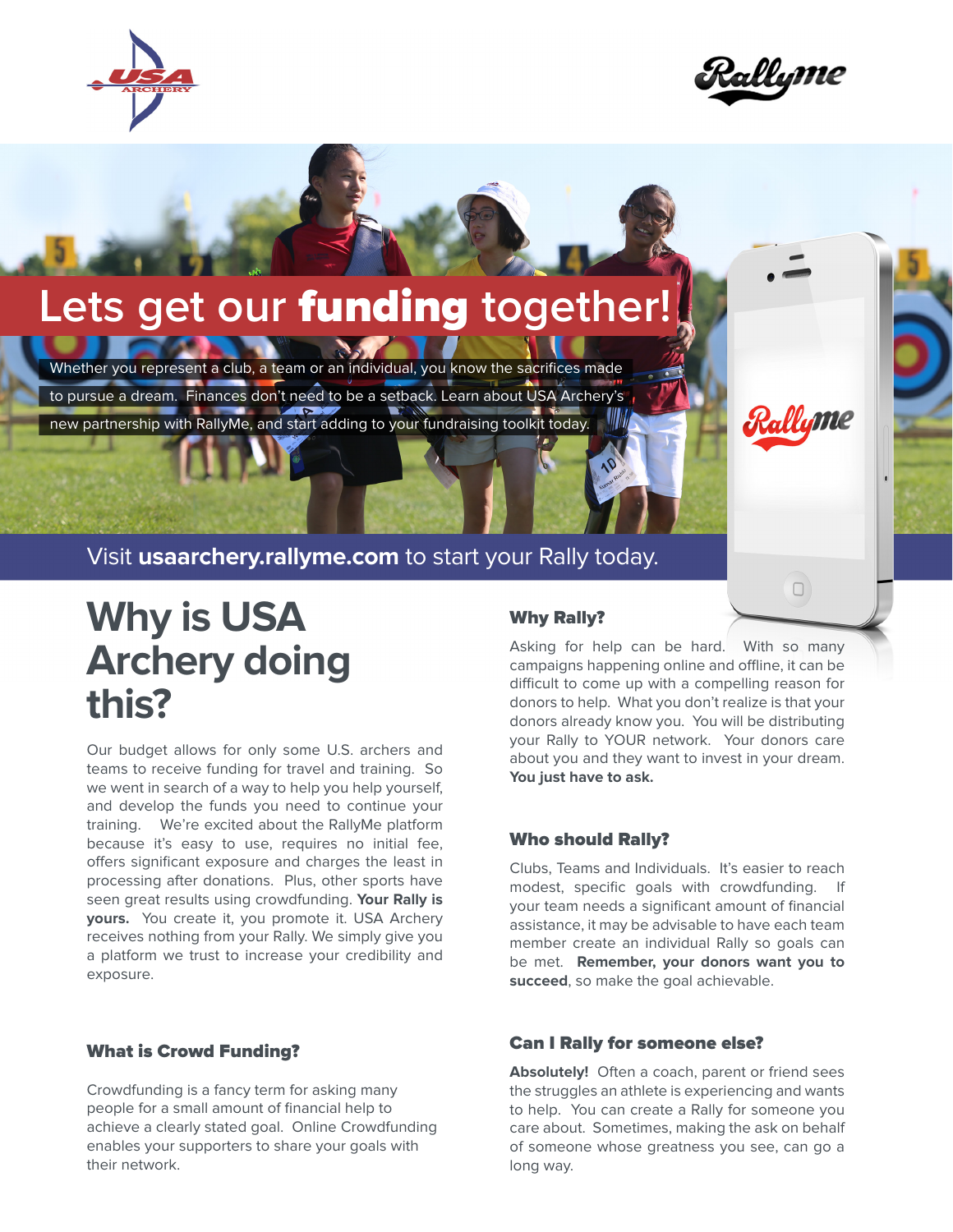# Lets get our **funding** together!

Whether you represent a club, a team or an individual, you know the sacrifices made to pursue a dream. Finances don't need to be a setback. Learn about USA Archery's new partnership with RallyMe, and start adding to your fundraising toolkit today.

Visit **usaarchery.rallyme.com** to start your Rally today.

## Why is USA Archery doing this?

Our budget allows for only some U.S. archers and teams to receive funding for travel and training. So we went in search of a way to help you help yourself, and develop the funds you need to continue your training. We're excited about the RallyMe platform because it's easy to use, requires no initial fee, offers significant exposure and charges the least in processing after donations. Plus, other sports have seen great results using crowdfunding. **Your Rally is yours.** You create it, you promote it. USA Archery receives nothing from your Rally. We simply give you a platform we trust to increase your credibility and exposure.

### What is Crowd Funding?

Crowdfunding is a fancy term for asking many people for a small amount of financial help to achieve a clearly stated goal. Online Crowdfunding enables your supporters to share your goals with their network.

### Why Rally?

Asking for help can be hard. With so many campaigns happening online and offline, it can be difficult to come up with a compelling reason for donors to help. What you don't realize is that your donors already know you. You will be distributing your Rally to YOUR network. Your donors care about you and they want to invest in your dream. **You just have to ask.**

### Who should Rally?

Clubs, Teams and Individuals. It's easier to reach modest, specific goals with crowdfunding. If your team needs a significant amount of financial assistance, it may be advisable to have each team member create an individual Rally so goals can be met. **Remember, your donors want you to succeed**, so make the goal achievable.

### Can I Rally for someone else?

**Absolutely!** Often a coach, parent or friend sees the struggles an athlete is experiencing and wants to help. You can create a Rally for someone you care about. Sometimes, making the ask on behalf of someone whose greatness you see, can go a long way.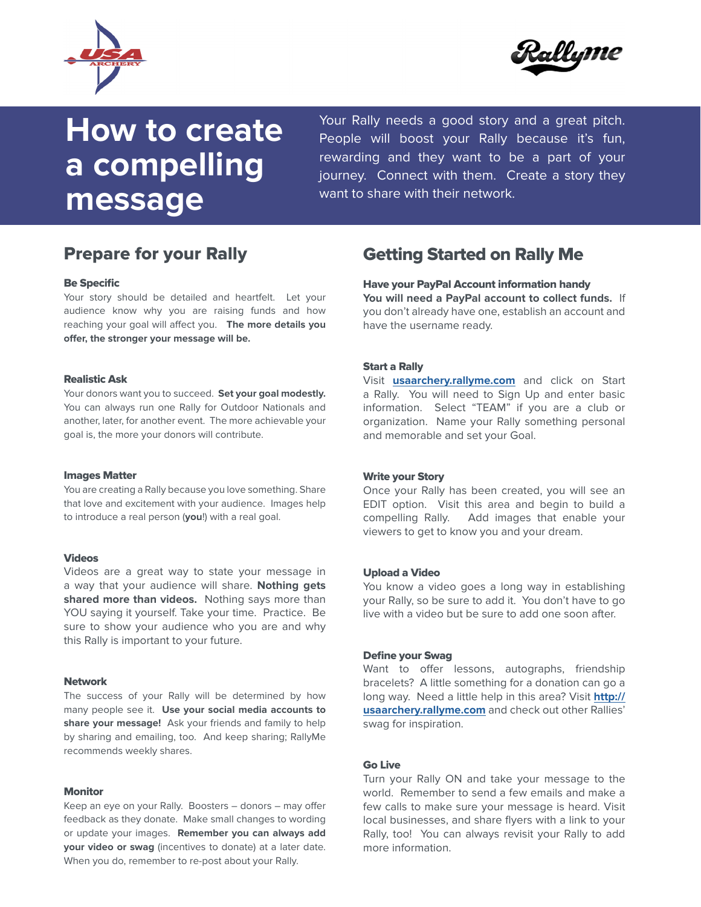# How to create a compelling message

Your Rally needs a good story and a great pitch. People will boost your Rally because it's fun, rewarding and they want to be a part of your journey. Connect with them. Create a story they want to share with their network.

## Prepare for your Rally

### Be Specific

Your story should be detailed and heartfelt. Let your audience know why you are raising funds and how reaching your goal will affect you. **The more details you offer, the stronger your message will be.**

### Realistic Ask

Your donors want you to succeed. **Set your goal modestly.** You can always run one Rally for Outdoor Nationals and another, later, for another event. The more achievable your goal is, the more your donors will contribute.

### Images Matter

You are creating a Rally because you love something. Share that love and excitement with your audience. Images help to introduce a real person (**you**!) with a real goal.

### Videos

Videos are a great way to state your message in a way that your audience will share. **Nothing gets shared more than videos.** Nothing says more than YOU saying it yourself. Take your time. Practice. Be sure to show your audience who you are and why this Rally is important to your future.

### Network

The success of your Rally will be determined by how many people see it. **Use your social media accounts to share your message!** Ask your friends and family to help by sharing and emailing, too. And keep sharing; RallyMe recommends weekly shares.

### Monitor

Keep an eye on your Rally. Boosters – donors – may offer feedback as they donate. Make small changes to wording or update your images. **Remember you can always add your video or swag** (incentives to donate) at a later date. When you do, remember to re-post about your Rally.

## Getting Started on Rally Me

### Have your PayPal Account information handy

**You will need a PayPal account to collect funds.** If you don't already have one, establish an account and have the username ready.

### Start a Rally

Visit **usaarchery.rallyme.com** and click on Start a Rally. You will need to Sign Up and enter basic information. Select "TEAM" if you are a club or organization. Name your Rally something personal and memorable and set your Goal.

### Write your Story

Once your Rally has been created, you will see an EDIT option. Visit this area and begin to build a compelling Rally. Add images that enable your viewers to get to know you and your dream.

### Upload a Video

You know a video goes a long way in establishing your Rally, so be sure to add it. You don't have to go live with a video but be sure to add one soon after.

### Define your Swag

Want to offer lessons, autographs, friendship bracelets? A little something for a donation can go a long way. Need a little help in this area? Visit **http://usaarchery.rallyme.com** and check out other Rallies' swag for inspiration.

### Go Live

Turn your Rally ON and take your message to the world. Remember to send a few emails and make a few calls to make sure your message is heard. Visit local businesses, and share flyers with a link to your Rally, too! You can always revisit your Rally to add more information.